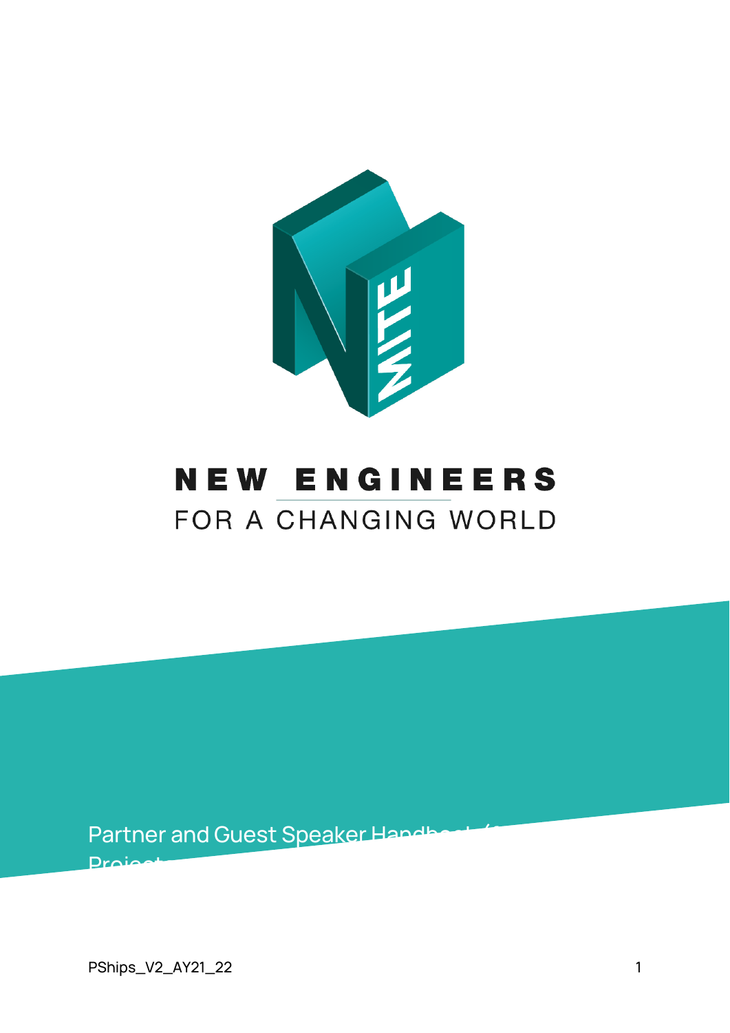# NEW ENGINEERS

FOR A CHANGING WORLD

Partner and Guest Speaker Handbook (...
Projects...

PShips_V2_AY21_22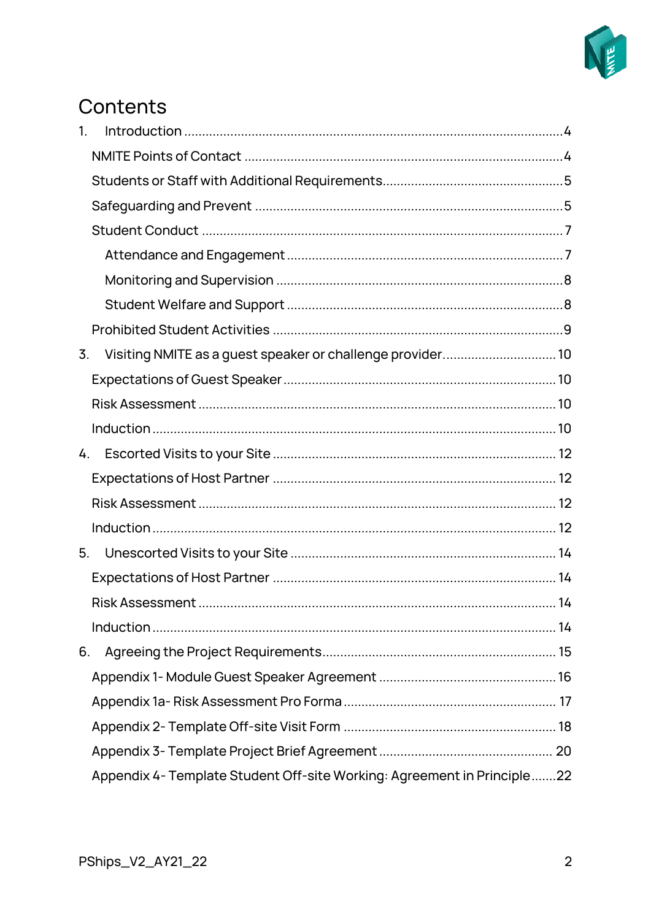# Contents

1. Introduction ........................................................................................................... 4
   - NMITE Points of Contact ........................................................................................ 4
   - Students or Staff with Additional Requirements.................................................. 5
   - Safeguarding and Prevent ..................................................................................... 5
   - Student Conduct ..................................................................................................... 7
     - Attendance and Engagement ............................................................................. 7
     - Monitoring and Supervision ................................................................................ 8
     - Student Welfare and Support ............................................................................. 8
   - Prohibited Student Activities ................................................................................. 9

3. Visiting NMITE as a guest speaker or challenge provider................................ 10
   - Expectations of Guest Speaker ............................................................................ 10
   - Risk Assessment .................................................................................................... 10
   - Induction ................................................................................................................. 10

4. Escorted Visits to your Site ................................................................................ 12
   - Expectations of Host Partner ............................................................................... 12
   - Risk Assessment .................................................................................................... 12
   - Induction ................................................................................................................. 12

5. Unescorted Visits to your Site ............................................................................ 14
   - Expectations of Host Partner ............................................................................... 14
   - Risk Assessment .................................................................................................... 14
   - Induction ................................................................................................................. 14

6. Agreeing the Project Requirements.................................................................... 15
   - Appendix 1- Module Guest Speaker Agreement ................................................. 16
   - Appendix 1a- Risk Assessment Pro Forma ........................................................... 17
   - Appendix 2- Template Off-site Visit Form ............................................................ 18
   - Appendix 3- Template Project Brief Agreement ................................................. 20
   - Appendix 4- Template Student Off-site Working: Agreement in Principle.......22

PShips_V2_AY21_22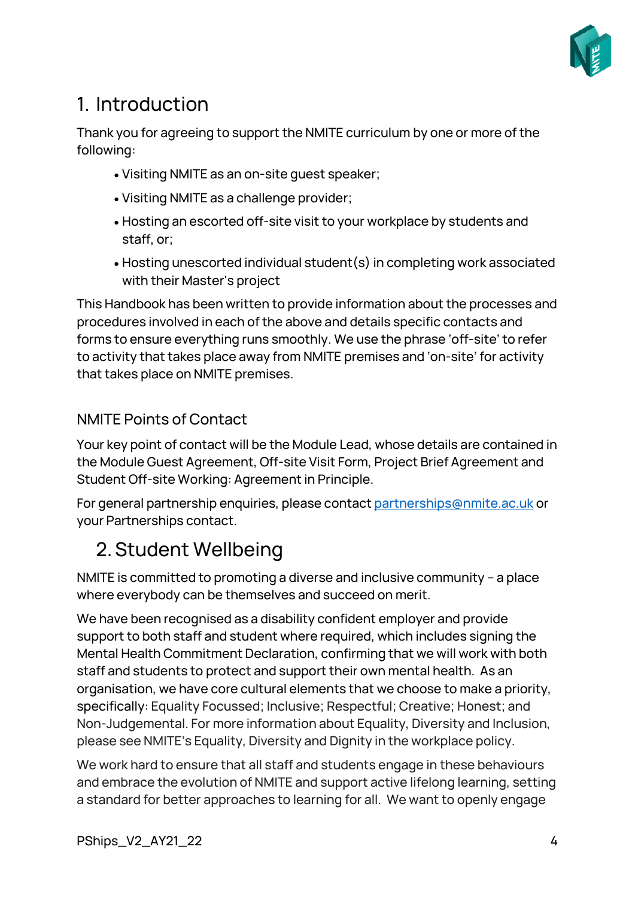# 1. Introduction

Thank you for agreeing to support the NMITE curriculum by one or more of the following:

- Visiting NMITE as an on-site guest speaker;
- Visiting NMITE as a challenge provider;
- Hosting an escorted off-site visit to your workplace by students and staff, or;
- Hosting unescorted individual student(s) in completing work associated with their Master's project

This Handbook has been written to provide information about the processes and procedures involved in each of the above and details specific contacts and forms to ensure everything runs smoothly. We use the phrase 'off-site' to refer to activity that takes place away from NMITE premises and 'on-site' for activity that takes place on NMITE premises.

## NMITE Points of Contact

Your key point of contact will be the Module Lead, whose details are contained in the Module Guest Agreement, Off-site Visit Form, Project Brief Agreement and Student Off-site Working: Agreement in Principle.

For general partnership enquiries, please contact [partnerships@nmite.ac.uk](mailto:partnerships@nmite.ac.uk) or your Partnerships contact.

# 2. Student Wellbeing

NMITE is committed to promoting a diverse and inclusive community – a place where everybody can be themselves and succeed on merit.

We have been recognised as a disability confident employer and provide support to both staff and student where required, which includes signing the Mental Health Commitment Declaration, confirming that we will work with both staff and students to protect and support their own mental health. As an organisation, we have core cultural elements that we choose to make a priority, specifically: Equality Focussed; Inclusive; Respectful; Creative; Honest; and Non-Judgemental. For more information about Equality, Diversity and Inclusion, please see NMITE's Equality, Diversity and Dignity in the workplace policy.

We work hard to ensure that all staff and students engage in these behaviours and embrace the evolution of NMITE and support active lifelong learning, setting a standard for better approaches to learning for all. We want to openly engage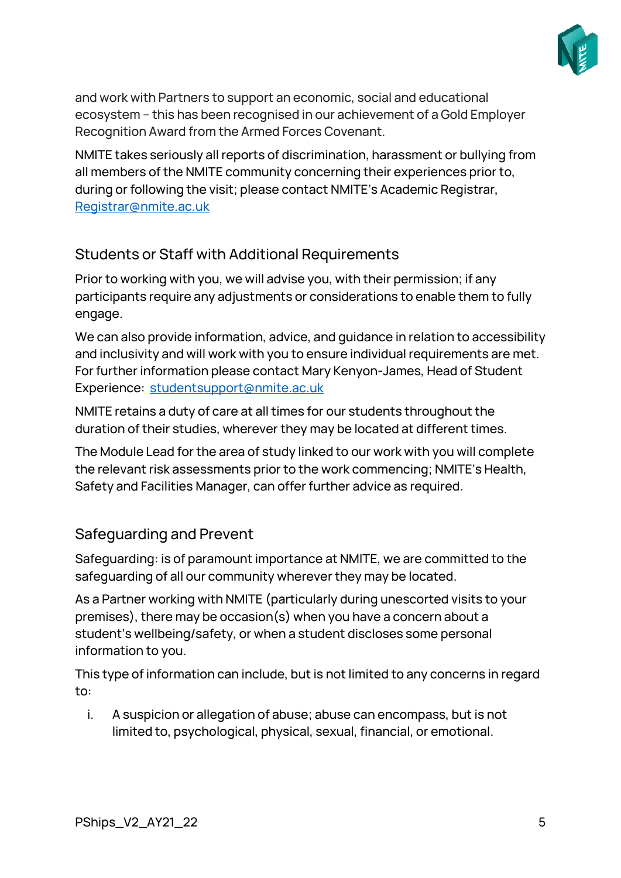and work with Partners to support an economic, social and educational ecosystem – this has been recognised in our achievement of a Gold Employer Recognition Award from the Armed Forces Covenant.

NMITE takes seriously all reports of discrimination, harassment or bullying from all members of the NMITE community concerning their experiences prior to, during or following the visit; please contact NMITE's Academic Registrar, Registrar@nmite.ac.uk

## Students or Staff with Additional Requirements

Prior to working with you, we will advise you, with their permission; if any participants require any adjustments or considerations to enable them to fully engage.

We can also provide information, advice, and guidance in relation to accessibility and inclusivity and will work with you to ensure individual requirements are met. For further information please contact Mary Kenyon-James, Head of Student Experience: studentsupport@nmite.ac.uk

NMITE retains a duty of care at all times for our students throughout the duration of their studies, wherever they may be located at different times.

The Module Lead for the area of study linked to our work with you will complete the relevant risk assessments prior to the work commencing; NMITE's Health, Safety and Facilities Manager, can offer further advice as required.

## Safeguarding and Prevent

Safeguarding: is of paramount importance at NMITE, we are committed to the safeguarding of all our community wherever they may be located.

As a Partner working with NMITE (particularly during unescorted visits to your premises), there may be occasion(s) when you have a concern about a student's wellbeing/safety, or when a student discloses some personal information to you.

This type of information can include, but is not limited to any concerns in regard to:

i. A suspicion or allegation of abuse; abuse can encompass, but is not limited to, psychological, physical, sexual, financial, or emotional.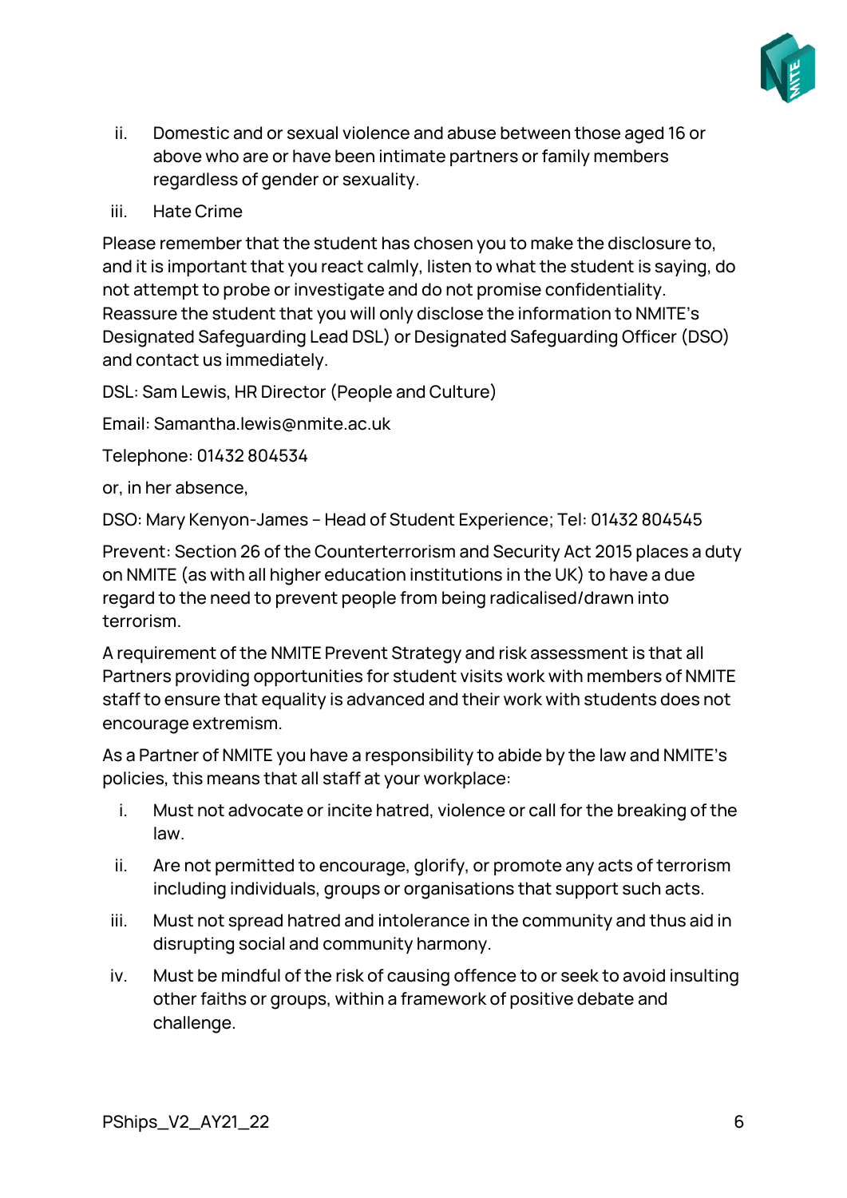ii. Domestic and or sexual violence and abuse between those aged 16 or above who are or have been intimate partners or family members regardless of gender or sexuality.

iii. Hate Crime

Please remember that the student has chosen you to make the disclosure to, and it is important that you react calmly, listen to what the student is saying, do not attempt to probe or investigate and do not promise confidentiality. Reassure the student that you will only disclose the information to NMITE's Designated Safeguarding Lead DSL) or Designated Safeguarding Officer (DSO) and contact us immediately.

DSL: Sam Lewis, HR Director (People and Culture)

Email: Samantha.lewis@nmite.ac.uk

Telephone: 01432 804534

or, in her absence,

DSO: Mary Kenyon-James – Head of Student Experience; Tel: 01432 804545

Prevent: Section 26 of the Counterterrorism and Security Act 2015 places a duty on NMITE (as with all higher education institutions in the UK) to have a due regard to the need to prevent people from being radicalised/drawn into terrorism.

A requirement of the NMITE Prevent Strategy and risk assessment is that all Partners providing opportunities for student visits work with members of NMITE staff to ensure that equality is advanced and their work with students does not encourage extremism.

As a Partner of NMITE you have a responsibility to abide by the law and NMITE's policies, this means that all staff at your workplace:

i. Must not advocate or incite hatred, violence or call for the breaking of the law.

ii. Are not permitted to encourage, glorify, or promote any acts of terrorism including individuals, groups or organisations that support such acts.

iii. Must not spread hatred and intolerance in the community and thus aid in disrupting social and community harmony.

iv. Must be mindful of the risk of causing offence to or seek to avoid insulting other faiths or groups, within a framework of positive debate and challenge.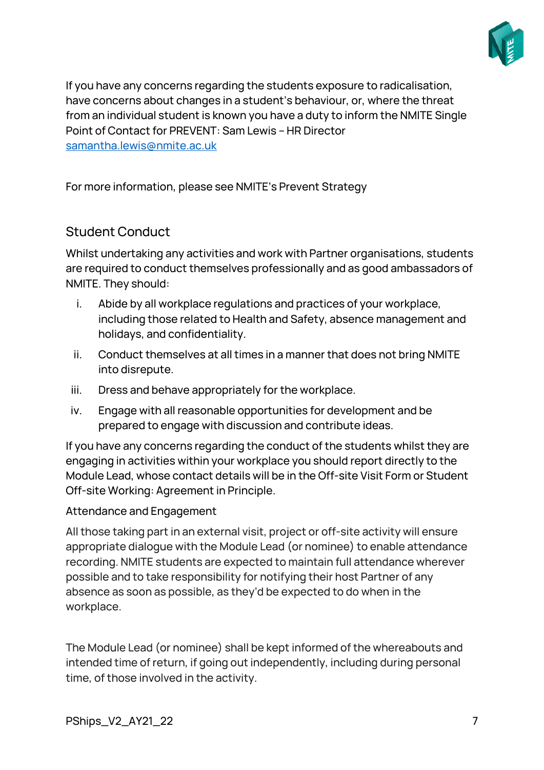If you have any concerns regarding the students exposure to radicalisation, have concerns about changes in a student's behaviour, or, where the threat from an individual student is known you have a duty to inform the NMITE Single Point of Contact for PREVENT: Sam Lewis – HR Director
[samantha.lewis@nmite.ac.uk](mailto:samantha.lewis@nmite.ac.uk)

For more information, please see NMITE's Prevent Strategy

## Student Conduct

Whilst undertaking any activities and work with Partner organisations, students are required to conduct themselves professionally and as good ambassadors of NMITE. They should:

i. Abide by all workplace regulations and practices of your workplace, including those related to Health and Safety, absence management and holidays, and confidentiality.
ii. Conduct themselves at all times in a manner that does not bring NMITE into disrepute.
iii. Dress and behave appropriately for the workplace.
iv. Engage with all reasonable opportunities for development and be prepared to engage with discussion and contribute ideas.

If you have any concerns regarding the conduct of the students whilst they are engaging in activities within your workplace you should report directly to the Module Lead, whose contact details will be in the Off-site Visit Form or Student Off-site Working: Agreement in Principle.

### Attendance and Engagement

All those taking part in an external visit, project or off-site activity will ensure appropriate dialogue with the Module Lead (or nominee) to enable attendance recording. NMITE students are expected to maintain full attendance wherever possible and to take responsibility for notifying their host Partner of any absence as soon as possible, as they'd be expected to do when in the workplace.

The Module Lead (or nominee) shall be kept informed of the whereabouts and intended time of return, if going out independently, including during personal time, of those involved in the activity.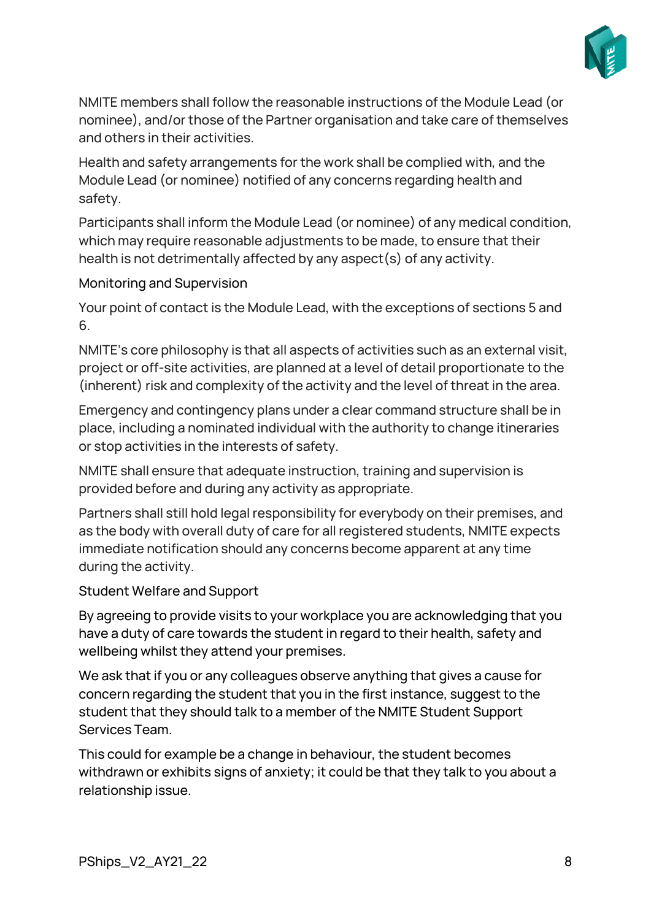NMITE members shall follow the reasonable instructions of the Module Lead (or nominee), and/or those of the Partner organisation and take care of themselves and others in their activities.

Health and safety arrangements for the work shall be complied with, and the Module Lead (or nominee) notified of any concerns regarding health and safety.

Participants shall inform the Module Lead (or nominee) of any medical condition, which may require reasonable adjustments to be made, to ensure that their health is not detrimentally affected by any aspect(s) of any activity.

## Monitoring and Supervision

Your point of contact is the Module Lead, with the exceptions of sections 5 and 6.

NMITE's core philosophy is that all aspects of activities such as an external visit, project or off-site activities, are planned at a level of detail proportionate to the (inherent) risk and complexity of the activity and the level of threat in the area.

Emergency and contingency plans under a clear command structure shall be in place, including a nominated individual with the authority to change itineraries or stop activities in the interests of safety.

NMITE shall ensure that adequate instruction, training and supervision is provided before and during any activity as appropriate.

Partners shall still hold legal responsibility for everybody on their premises, and as the body with overall duty of care for all registered students, NMITE expects immediate notification should any concerns become apparent at any time during the activity.

## Student Welfare and Support

By agreeing to provide visits to your workplace you are acknowledging that you have a duty of care towards the student in regard to their health, safety and wellbeing whilst they attend your premises.

We ask that if you or any colleagues observe anything that gives a cause for concern regarding the student that you in the first instance, suggest to the student that they should talk to a member of the NMITE Student Support Services Team.

This could for example be a change in behaviour, the student becomes withdrawn or exhibits signs of anxiety; it could be that they talk to you about a relationship issue.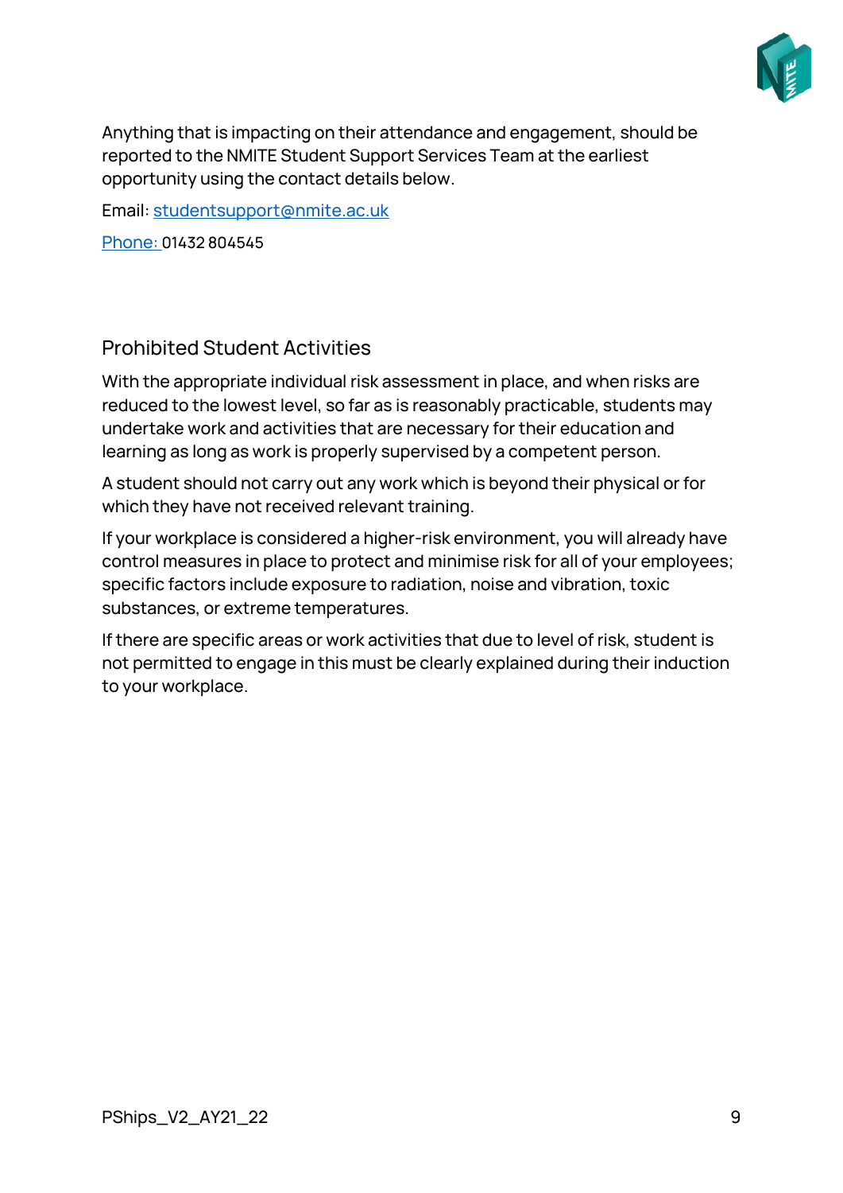Anything that is impacting on their attendance and engagement, should be reported to the NMITE Student Support Services Team at the earliest opportunity using the contact details below.

Email: studentsupport@nmite.ac.uk

Phone: 01432 804545

## Prohibited Student Activities

With the appropriate individual risk assessment in place, and when risks are reduced to the lowest level, so far as is reasonably practicable, students may undertake work and activities that are necessary for their education and learning as long as work is properly supervised by a competent person.

A student should not carry out any work which is beyond their physical or for which they have not received relevant training.

If your workplace is considered a higher-risk environment, you will already have control measures in place to protect and minimise risk for all of your employees; specific factors include exposure to radiation, noise and vibration, toxic substances, or extreme temperatures.

If there are specific areas or work activities that due to level of risk, student is not permitted to engage in this must be clearly explained during their induction to your workplace.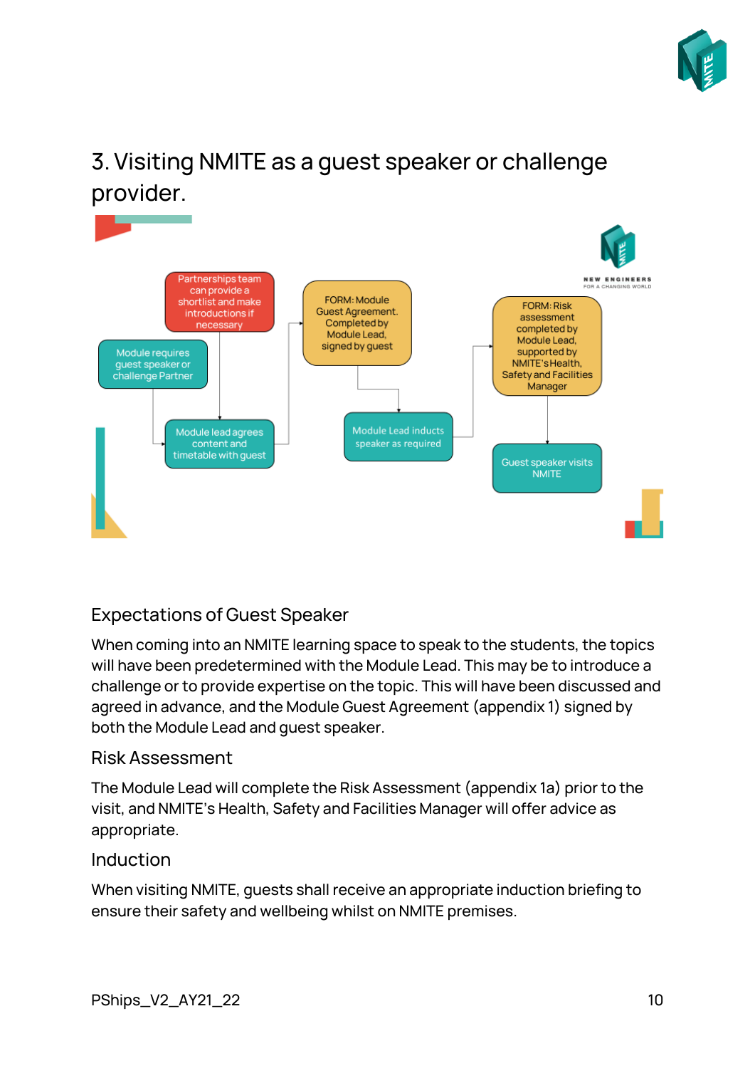# 3. Visiting NMITE as a guest speaker or challenge provider.

Module requires guest speaker or challenge Partner

Partnerships team can provide a shortlist and make introductions if necessary

Module lead agrees content and timetable with guest

FORM: Module Guest Agreement. Completed by Module Lead, signed by guest

Module Lead inducts speaker as required

FORM: Risk assessment completed by Module Lead, supported by NMITE's Health, Safety and Facilities Manager

Guest speaker visits NMITE

## Expectations of Guest Speaker

When coming into an NMITE learning space to speak to the students, the topics will have been predetermined with the Module Lead. This may be to introduce a challenge or to provide expertise on the topic. This will have been discussed and agreed in advance, and the Module Guest Agreement (appendix 1) signed by both the Module Lead and guest speaker.

## Risk Assessment

The Module Lead will complete the Risk Assessment (appendix 1a) prior to the visit, and NMITE's Health, Safety and Facilities Manager will offer advice as appropriate.

## Induction

When visiting NMITE, guests shall receive an appropriate induction briefing to ensure their safety and wellbeing whilst on NMITE premises.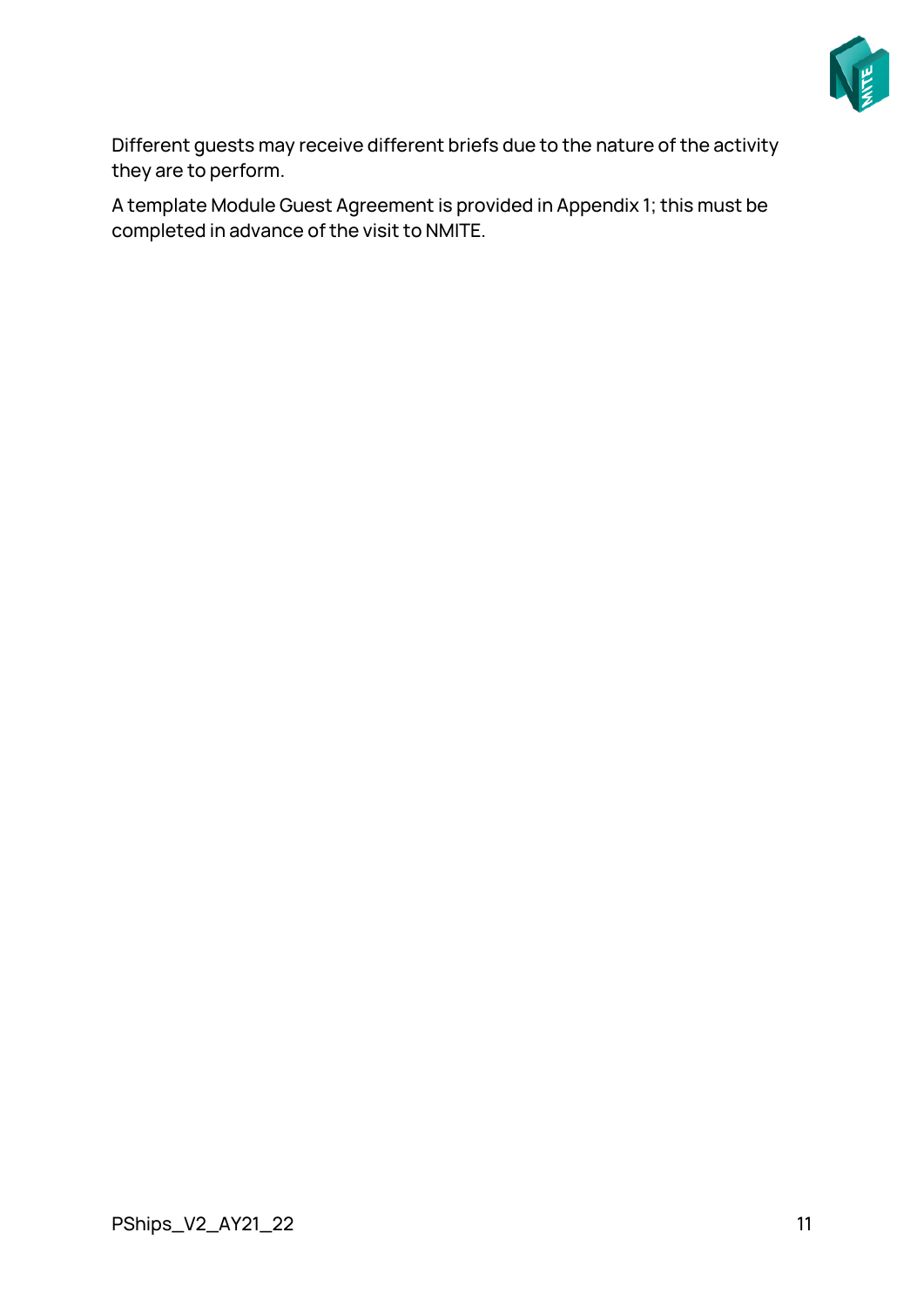Different guests may receive different briefs due to the nature of the activity they are to perform.

A template Module Guest Agreement is provided in Appendix 1; this must be completed in advance of the visit to NMITE.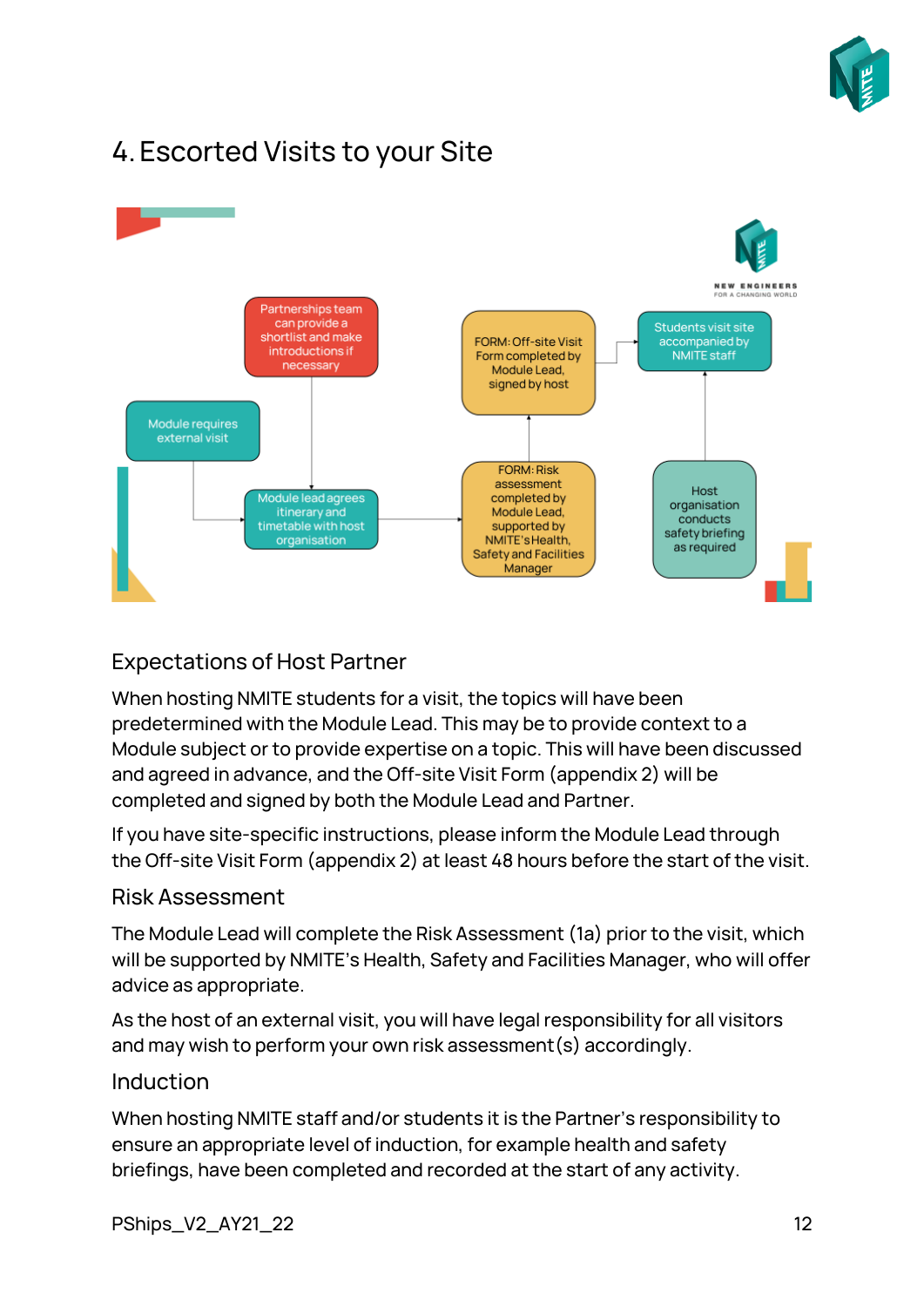# 4. Escorted Visits to your Site

- Module requires external visit
- Partnerships team can provide a shortlist and make introductions if necessary
- Module lead agrees itinerary and timetable with host organisation
- FORM: Risk assessment completed by Module Lead, supported by NMITE's Health, Safety and Facilities Manager
- FORM: Off-site Visit Form completed by Module Lead, signed by host
- Students visit site accompanied by NMITE staff
- Host organisation conducts safety briefing as required

## Expectations of Host Partner

When hosting NMITE students for a visit, the topics will have been predetermined with the Module Lead. This may be to provide context to a Module subject or to provide expertise on a topic. This will have been discussed and agreed in advance, and the Off-site Visit Form (appendix 2) will be completed and signed by both the Module Lead and Partner.

If you have site-specific instructions, please inform the Module Lead through the Off-site Visit Form (appendix 2) at least 48 hours before the start of the visit.

## Risk Assessment

The Module Lead will complete the Risk Assessment (1a) prior to the visit, which will be supported by NMITE's Health, Safety and Facilities Manager, who will offer advice as appropriate.

As the host of an external visit, you will have legal responsibility for all visitors and may wish to perform your own risk assessment(s) accordingly.

## Induction

When hosting NMITE staff and/or students it is the Partner's responsibility to ensure an appropriate level of induction, for example health and safety briefings, have been completed and recorded at the start of any activity.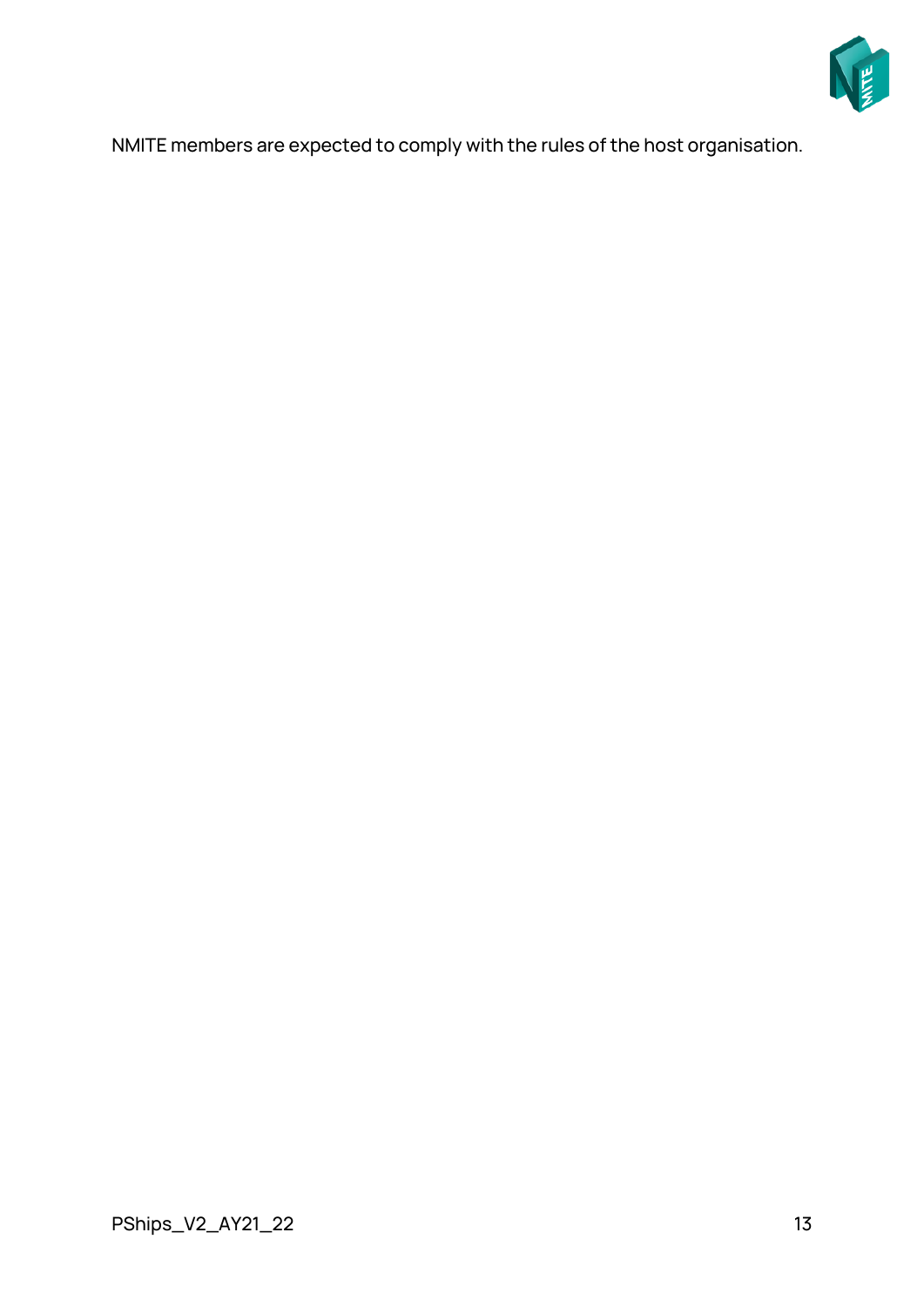NMITE members are expected to comply with the rules of the host organisation.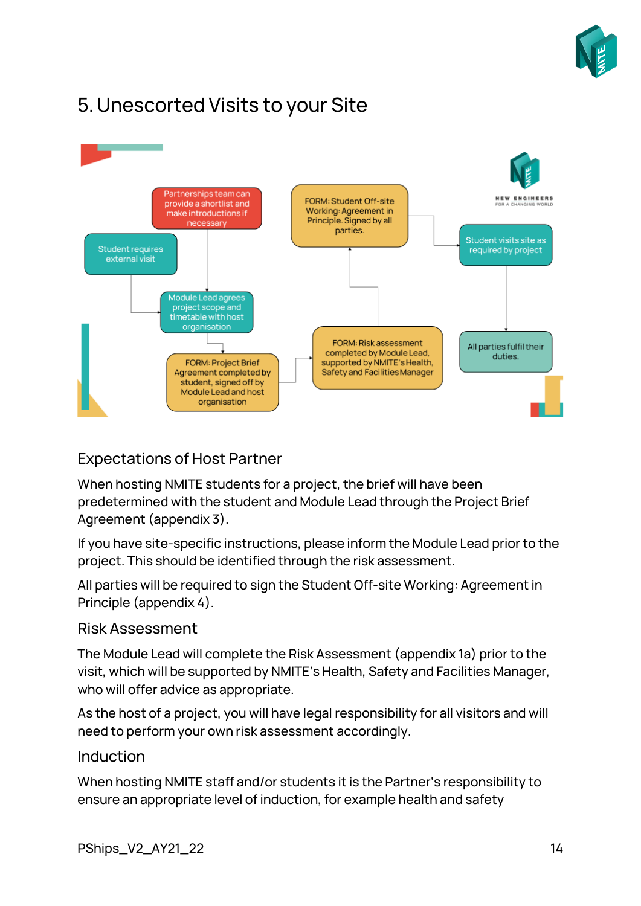# 5. Unescorted Visits to your Site

Partnerships team can provide a shortlist and make introductions if necessary

Student requires external visit

Module Lead agrees project scope and timetable with host organisation

FORM: Project Brief Agreement completed by student, signed off by Module Lead and host organisation

FORM: Risk assessment completed by Module Lead, supported by NMITE's Health, Safety and Facilities Manager

FORM: Student Off-site Working: Agreement in Principle. Signed by all parties.

Student visits site as required by project

All parties fulfil their duties.

## Expectations of Host Partner

When hosting NMITE students for a project, the brief will have been predetermined with the student and Module Lead through the Project Brief Agreement (appendix 3).

If you have site-specific instructions, please inform the Module Lead prior to the project. This should be identified through the risk assessment.

All parties will be required to sign the Student Off-site Working: Agreement in Principle (appendix 4).

## Risk Assessment

The Module Lead will complete the Risk Assessment (appendix 1a) prior to the visit, which will be supported by NMITE's Health, Safety and Facilities Manager, who will offer advice as appropriate.

As the host of a project, you will have legal responsibility for all visitors and will need to perform your own risk assessment accordingly.

## Induction

When hosting NMITE staff and/or students it is the Partner's responsibility to ensure an appropriate level of induction, for example health and safety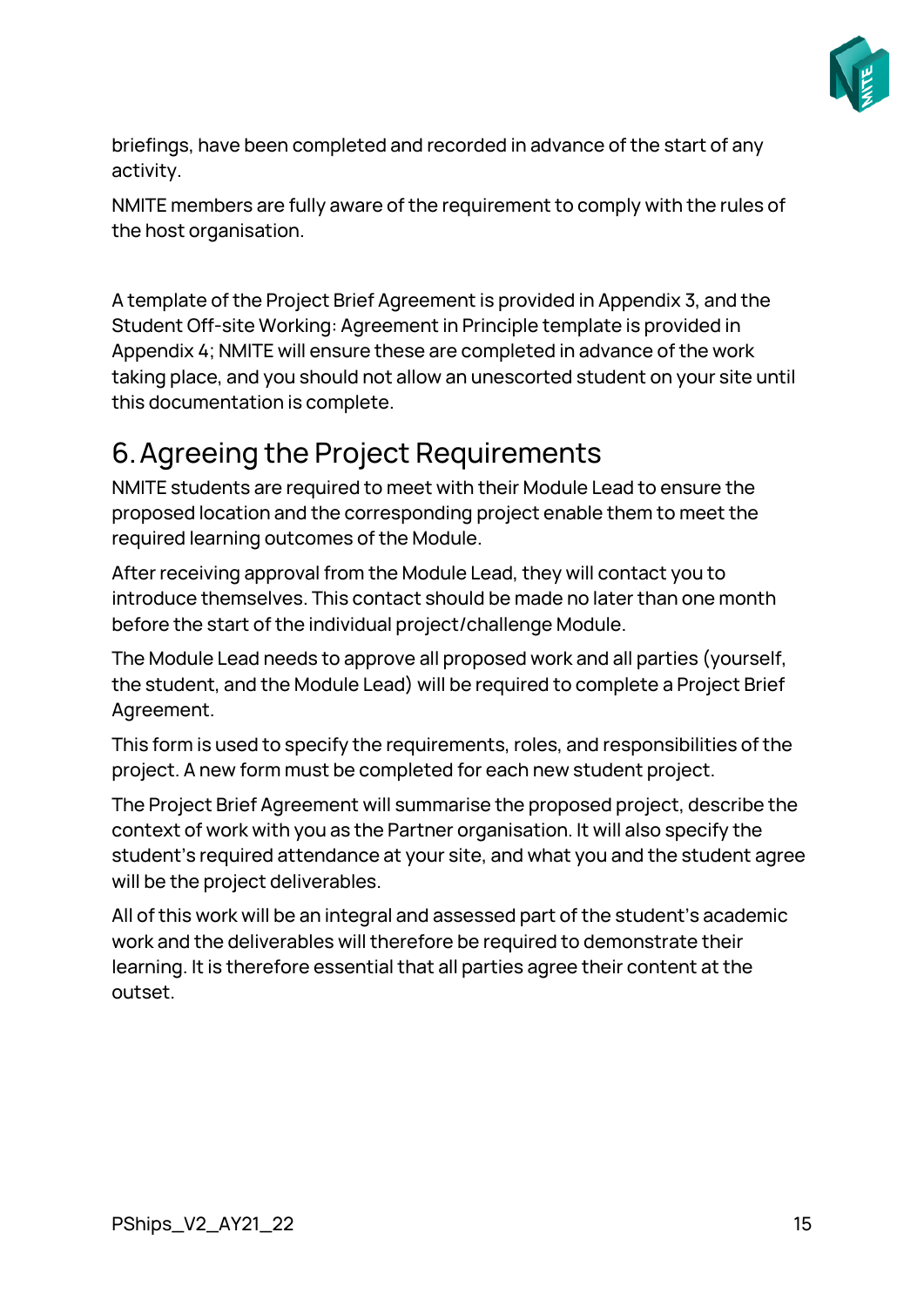briefings, have been completed and recorded in advance of the start of any activity.

NMITE members are fully aware of the requirement to comply with the rules of the host organisation.

A template of the Project Brief Agreement is provided in Appendix 3, and the Student Off-site Working: Agreement in Principle template is provided in Appendix 4; NMITE will ensure these are completed in advance of the work taking place, and you should not allow an unescorted student on your site until this documentation is complete.

## 6. Agreeing the Project Requirements

NMITE students are required to meet with their Module Lead to ensure the proposed location and the corresponding project enable them to meet the required learning outcomes of the Module.

After receiving approval from the Module Lead, they will contact you to introduce themselves. This contact should be made no later than one month before the start of the individual project/challenge Module.

The Module Lead needs to approve all proposed work and all parties (yourself, the student, and the Module Lead) will be required to complete a Project Brief Agreement.

This form is used to specify the requirements, roles, and responsibilities of the project. A new form must be completed for each new student project.

The Project Brief Agreement will summarise the proposed project, describe the context of work with you as the Partner organisation. It will also specify the student's required attendance at your site, and what you and the student agree will be the project deliverables.

All of this work will be an integral and assessed part of the student's academic work and the deliverables will therefore be required to demonstrate their learning. It is therefore essential that all parties agree their content at the outset.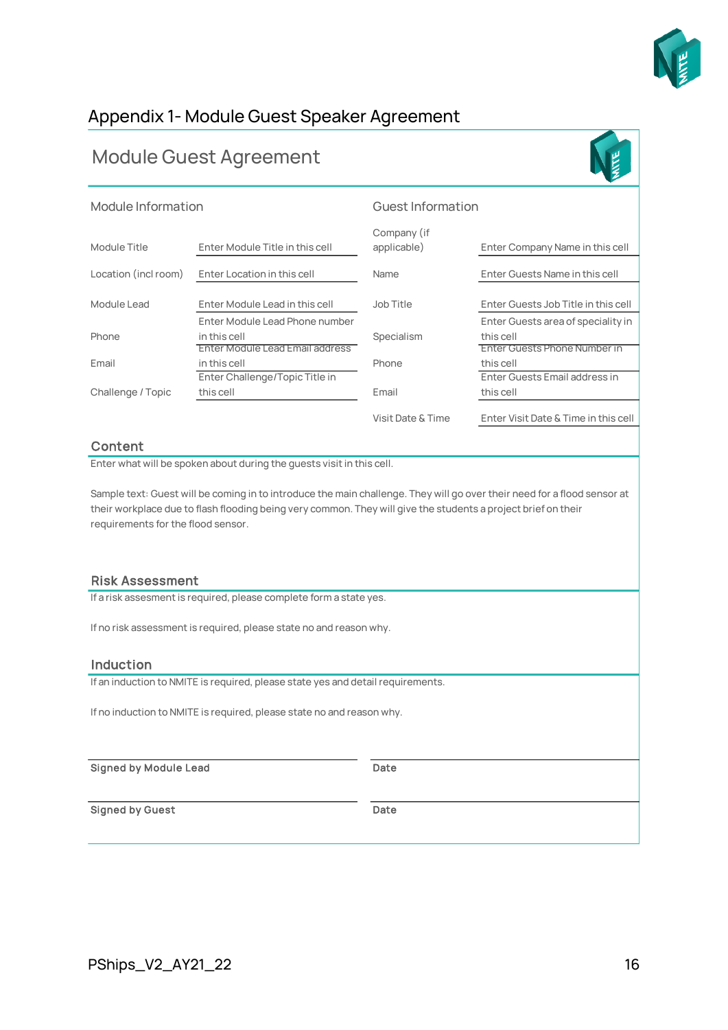## Appendix 1- Module Guest Speaker Agreement

## Module Guest Agreement

| Module Information | | Guest Information | |
|---|---|---|---|
| Module Title | Enter Module Title in this cell | Company (if applicable) | Enter Company Name in this cell |
| Location (incl room) | Enter Location in this cell | Name | Enter Guests Name in this cell |
| Module Lead | Enter Module Lead in this cell | Job Title | Enter Guests Job Title in this cell |
| Phone | Enter Module Lead Phone number in this cell | Specialism | Enter Guests area of speciality in this cell |
| Email | Enter Module Lead Email address in this cell | Phone | Enter Guests Phone Number in this cell |
| Challenge / Topic | Enter Challenge/Topic Title in this cell | Email | Enter Guests Email address in this cell |
| | | Visit Date & Time | Enter Visit Date & Time in this cell |

### Content

Enter what will be spoken about during the guests visit in this cell.

Sample text: Guest will be coming in to introduce the main challenge. They will go over their need for a flood sensor at their workplace due to flash flooding being very common. They will give the students a project brief on their requirements for the flood sensor.

### Risk Assessment

If a risk assesment is required, please complete form a state yes.

If no risk assessment is required, please state no and reason why.

### Induction

If an induction to NMITE is required, please state yes and detail requirements.

If no induction to NMITE is required, please state no and reason why.

| **Signed by Module Lead** | **Date** |
|---|---|
| **Signed by Guest** | **Date** |

PShips_V2_AY21_22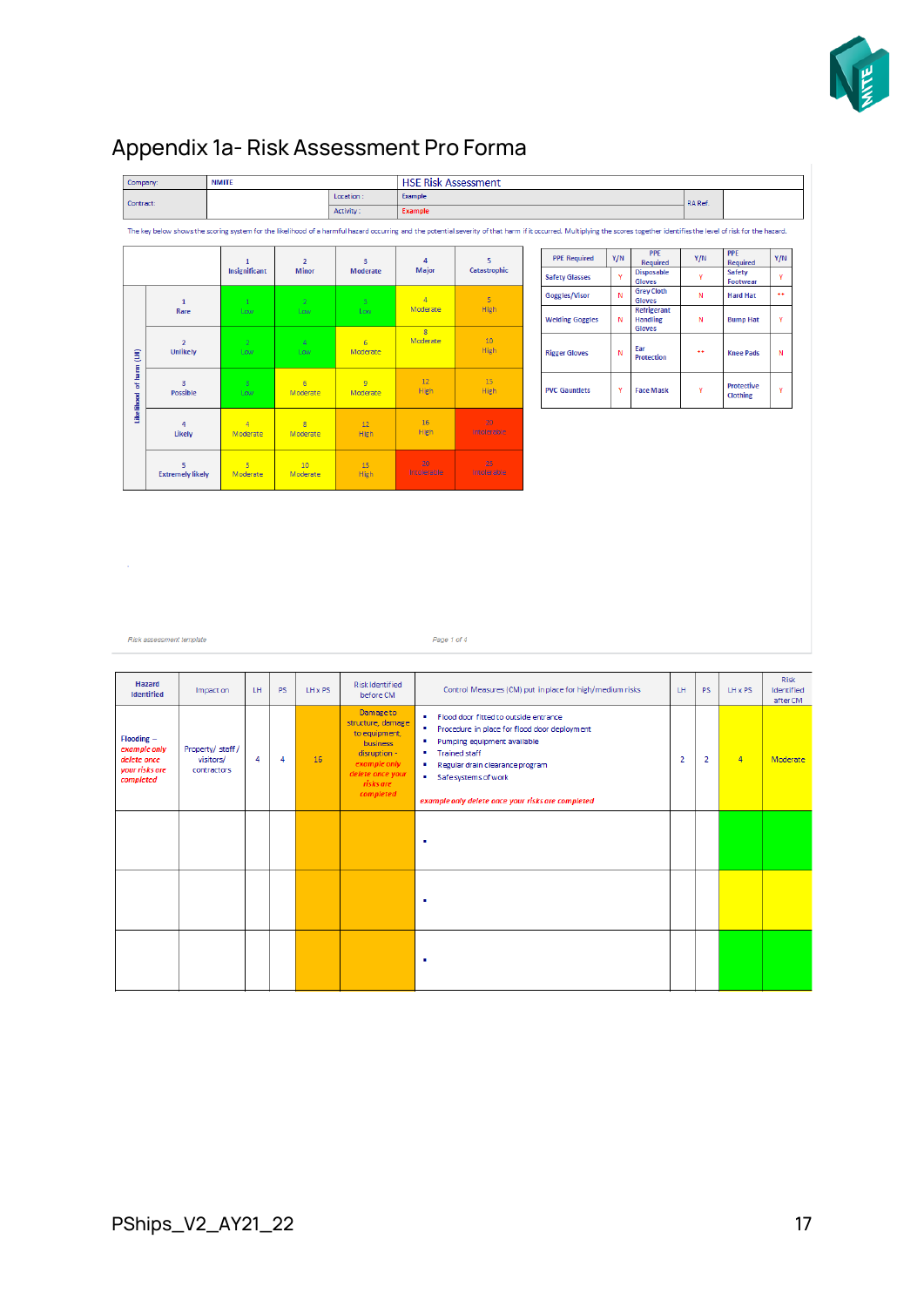# Appendix 1a- Risk Assessment Pro Forma

| Company: | NMITE | | HSE Risk Assessment | | |
|---|---|---|---|---|---|
| Contract: | | Location : | Example | RA Ref. | |
| | | Activity : | Example | | |

The key below shows the scoring system for the likelihood of a harmful hazard occurring and the potential severity of that harm if it occurred. Multiplying the scores together identifies the level of risk for the hazard.

| Likelihood of harm (LH) | 1 Insignificant | 2 Minor | 3 Moderate | 4 Major | 5 Catastrophic |
|---|---|---|---|---|---|
| 1 Rare | 1 Low | 2 Low | 3 Low | 4 Moderate | 5 High |
| 2 Unlikely | 2 Low | 4 Low | 6 Moderate | 8 Moderate | 10 High |
| 3 Possible | 3 Low | 6 Moderate | 9 Moderate | 12 High | 15 High |
| 4 Likely | 4 Moderate | 8 Moderate | 12 High | 16 High | 20 Intolerable |
| 5 Extremely likely | 5 Moderate | 10 Moderate | 15 High | 20 Intolerable | 25 Intolerable |

| PPE Required | Y/N | PPE Required | Y/N | PPE Required | Y/N |
|---|---|---|---|---|---|
| Safety Glasses | Y | Disposable Gloves | Y | Safety Footwear | Y |
| Goggles/Visor | N | Grey Cloth Gloves | N | Hard Hat | ** |
| Welding Goggles | N | Refrigerant Handling Gloves | N | Bump Hat | Y |
| Rigger Gloves | N | Ear Protection | ** | Knee Pads | N |
| PVC Gauntlets | Y | Face Mask | Y | Protective Clothing | Y |

| Hazard Identified | Impact on | LH | PS | LH x PS | Risk Identified before CM | Control Measures (CM) put in place for high/medium risks | LH | PS | LH x PS | Risk Identified after CM |
|---|---|---|---|---|---|---|---|---|---|---|
| Flooding – *example only delete once your risks are completed* | Property/ staff / visitors/ contractors | 4 | 4 | 16 | Damage to structure, damage to equipment, business disruption - *example only delete once your risks are completed* | ▪ Flood door fitted to outside entrance<br>▪ Procedure in place for flood door deployment<br>▪ Pumping equipment available<br>▪ Trained staff<br>▪ Regular drain clearance program<br>▪ Safe systems of work<br>*example only delete once your risks are completed* | 2 | 2 | 4 | Moderate |
| | | | | | | ▪ | | | | |
| | | | | | | ▪ | | | | |
| | | | | | | ▪ | | | | |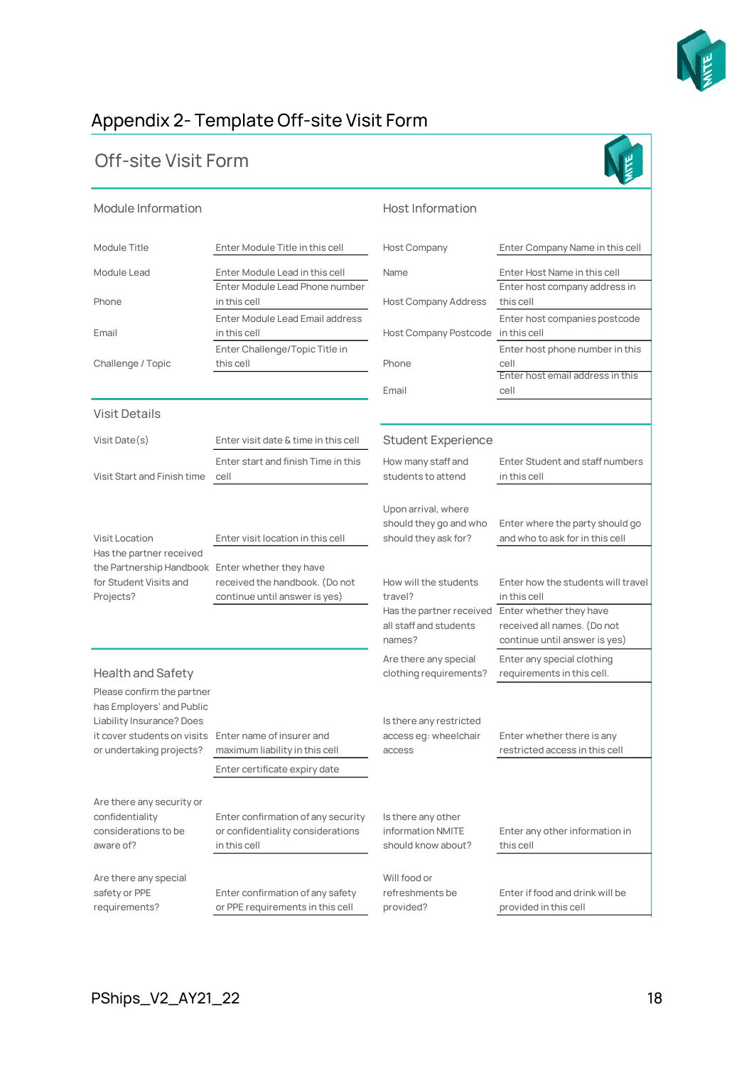# Appendix 2- Template Off-site Visit Form

## Off-site Visit Form

### Module Information

| | |
|---|---|
| Module Title | Enter Module Title in this cell |
| Module Lead | Enter Module Lead in this cell |
| Phone | Enter Module Lead Phone number in this cell |
| Email | Enter Module Lead Email address in this cell |
| Challenge / Topic | Enter Challenge/Topic Title in this cell |

### Host Information

| | |
|---|---|
| Host Company | Enter Company Name in this cell |
| Name | Enter Host Name in this cell |
| Host Company Address | Enter host company address in this cell |
| Host Company Postcode | Enter host companies postcode in this cell |
| Phone | Enter host phone number in this cell |
| Email | Enter host email address in this cell |

### Visit Details

| | |
|---|---|
| Visit Date(s) | Enter visit date & time in this cell |
| Visit Start and Finish time | Enter start and finish Time in this cell |
| Visit Location | Enter visit location in this cell |
| Has the partner received the Partnership Handbook for Student Visits and Projects? | Enter whether they have received the handbook. (Do not continue until answer is yes) |

### Student Experience

| | |
|---|---|
| How many staff and students to attend | Enter Student and staff numbers in this cell |
| Upon arrival, where should they go and who should they ask for? | Enter where the party should go and who to ask for in this cell |
| How will the students travel? | Enter how the students will travel in this cell |
| Has the partner received all staff and students names? | Enter whether they have received all names. (Do not continue until answer is yes) |
| Are there any special clothing requirements? | Enter any special clothing requirements in this cell. |
| Is there any restricted access eg: wheelchair access | Enter whether there is any restricted access in this cell |
| Is there any other information NMITE should know about? | Enter any other information in this cell |
| Will food or refreshments be provided? | Enter if food and drink will be provided in this cell |

### Health and Safety

| | |
|---|---|
| Please confirm the partner has Employers' and Public Liability Insurance? Does it cover students on visits or undertaking projects? | Enter name of insurer and maximum liability in this cell |
| | Enter certificate expiry date |
| Are there any security or confidentiality considerations to be aware of? | Enter confirmation of any security or confidentiality considerations in this cell |
| Are there any special safety or PPE requirements? | Enter confirmation of any safety or PPE requirements in this cell |

PShips_V2_AY21_22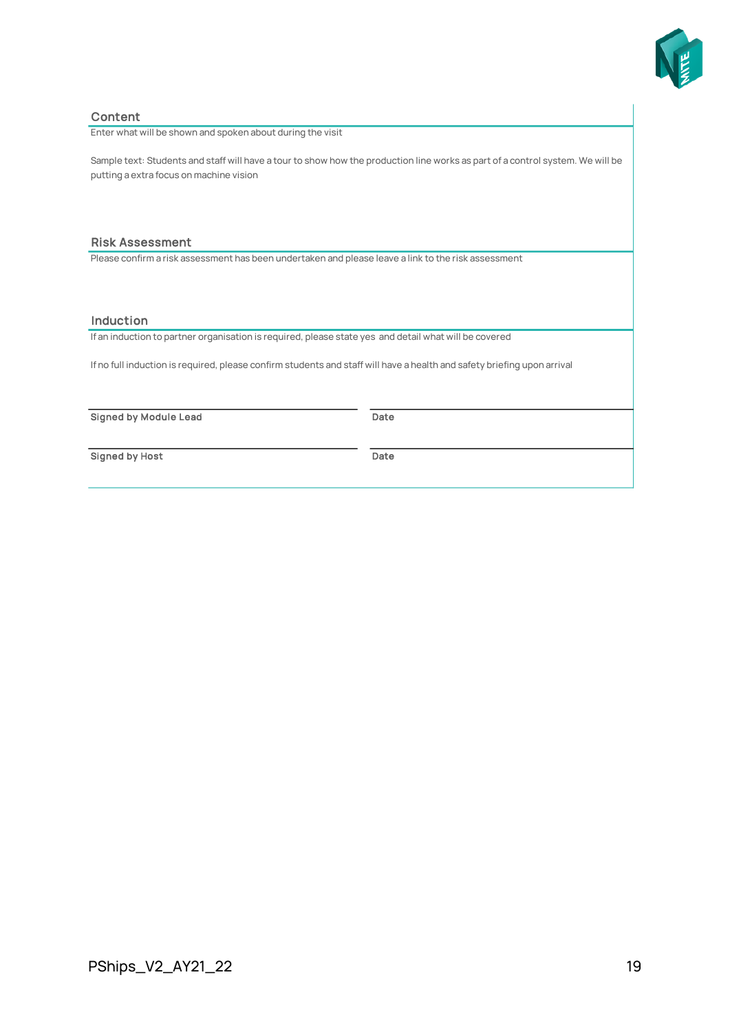## Content

Enter what will be shown and spoken about during the visit

Sample text: Students and staff will have a tour to show how the production line works as part of a control system. We will be putting a extra focus on machine vision

## Risk Assessment

Please confirm a risk assessment has been undertaken and please leave a link to the risk assessment

## Induction

If an induction to partner organisation is required, please state yes and detail what will be covered

If no full induction is required, please confirm students and staff will have a health and safety briefing upon arrival

| | |
|---|---|
| **Signed by Module Lead** | **Date** |
| **Signed by Host** | **Date** |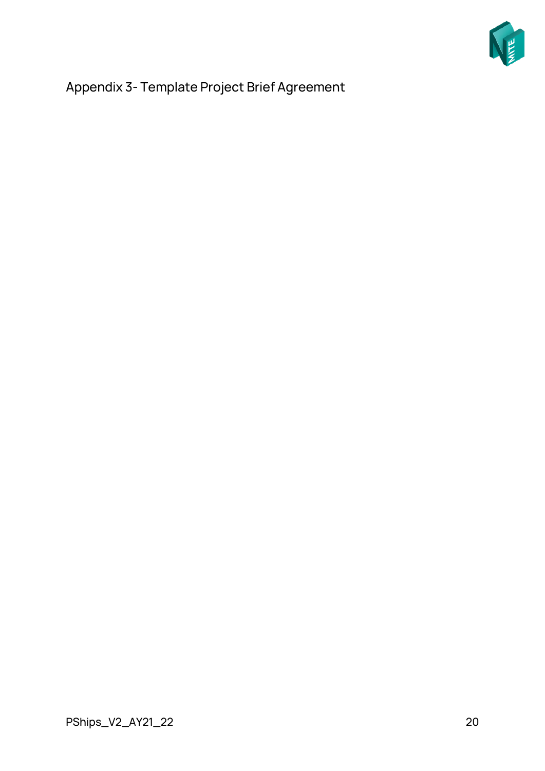## Appendix 3- Template Project Brief Agreement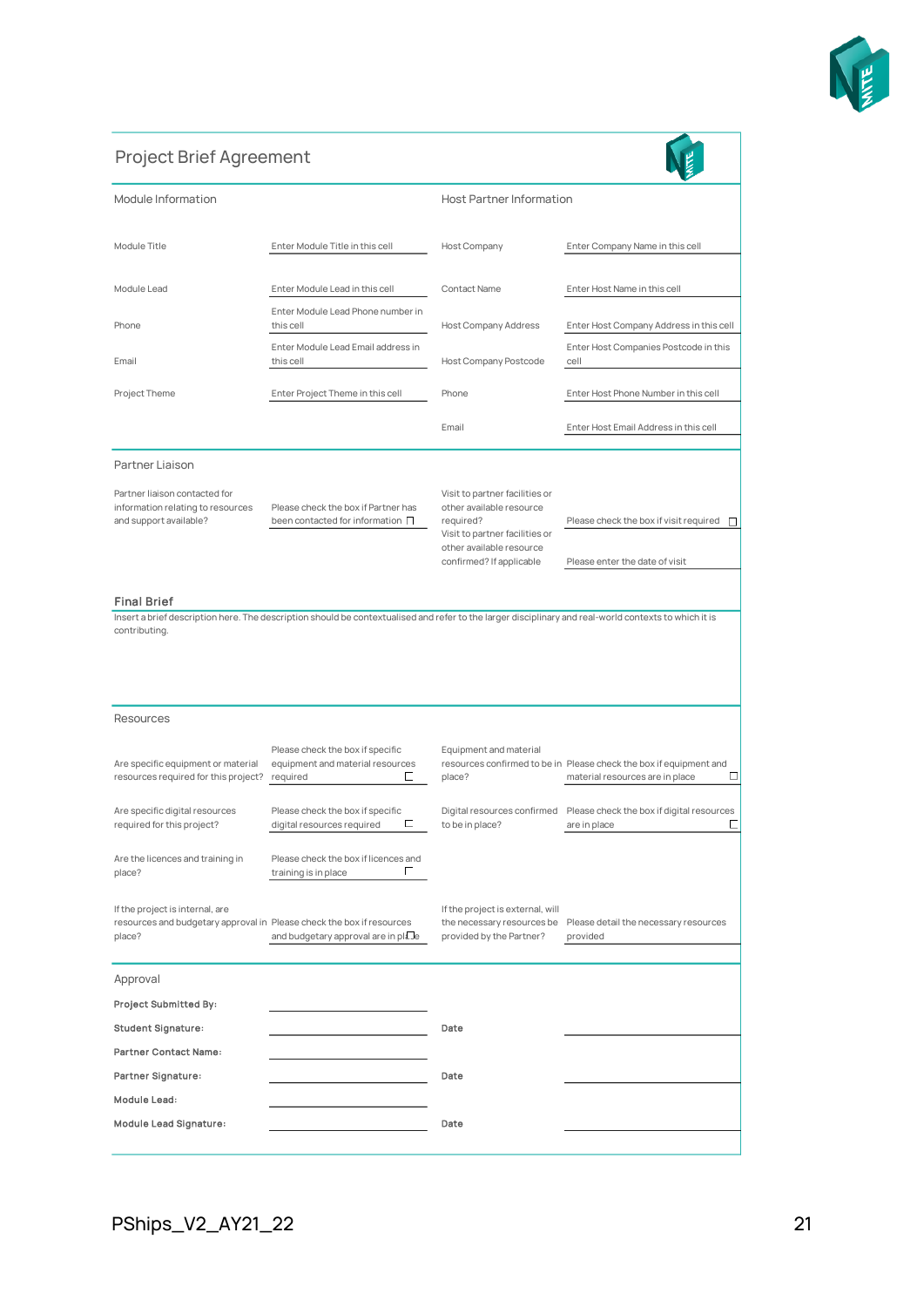# Project Brief Agreement

| Module Information | | Host Partner Information | |
|---|---|---|---|
| Module Title | Enter Module Title in this cell | Host Company | Enter Company Name in this cell |
| Module Lead | Enter Module Lead in this cell | Contact Name | Enter Host Name in this cell |
| Phone | Enter Module Lead Phone number in this cell | Host Company Address | Enter Host Company Address in this cell |
| Email | Enter Module Lead Email address in this cell | Host Company Postcode | Enter Host Companies Postcode in this cell |
| Project Theme | Enter Project Theme in this cell | Phone | Enter Host Phone Number in this cell |
| | | Email | Enter Host Email Address in this cell |

## Partner Liaison

| | | | |
|---|---|---|---|
| Partner liaison contacted for information relating to resources and support available? | Please check the box if Partner has been contacted for information ☐ | Visit to partner facilities or other available resource required? | Please check the box if visit required ☐ |
| | | Visit to partner facilities or other available resource confirmed? If applicable | Please enter the date of visit |

## Final Brief

Insert a brief description here. The description should be contextualised and refer to the larger disciplinary and real-world contexts to which it is contributing.

## Resources

| | | | |
|---|---|---|---|
| Are specific equipment or material resources required for this project? | Please check the box if specific equipment and material resources required ☐ | Equipment and material resources confirmed to be in place? | Please check the box if equipment and material resources are in place ☐ |
| Are specific digital resources required for this project? | Please check the box if specific digital resources required ☐ | Digital resources confirmed to be in place? | Please check the box if digital resources are in place ☐ |
| Are the licences and training in place? | Please check the box if licences and training is in place ☐ | | |
| If the project is internal, are resources and budgetary approval in place? | Please check the box if resources and budgetary approval are in place ☐ | If the project is external, will the necessary resources be provided by the Partner? | Please detail the necessary resources provided |

## Approval

| | | | |
|---|---|---|---|
| **Project Submitted By:** | | | |
| **Student Signature:** | | **Date** | |
| **Partner Contact Name:** | | | |
| **Partner Signature:** | | **Date** | |
| **Module Lead:** | | | |
| **Module Lead Signature:** | | **Date** | |

PShips_V2_AY21_22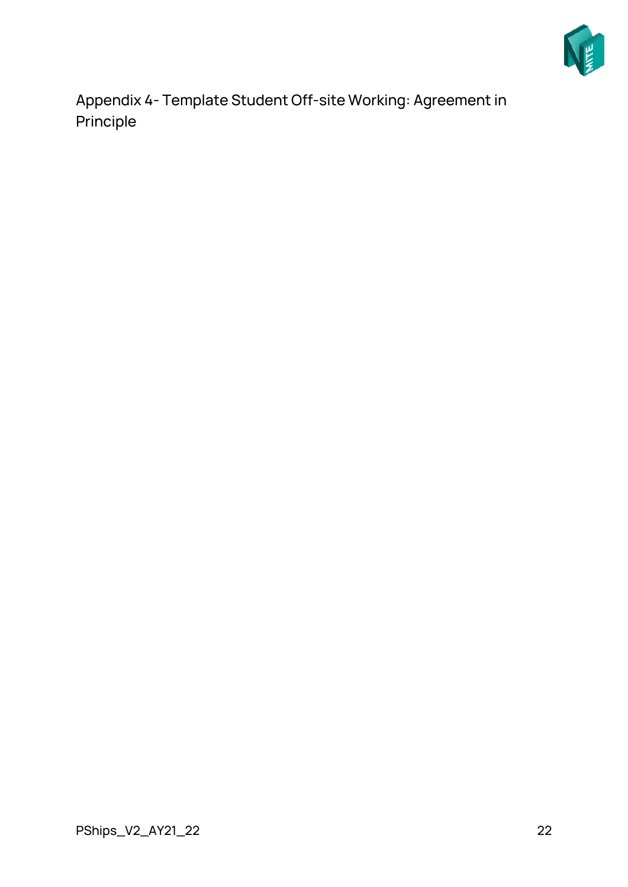## Appendix 4- Template Student Off-site Working: Agreement in Principle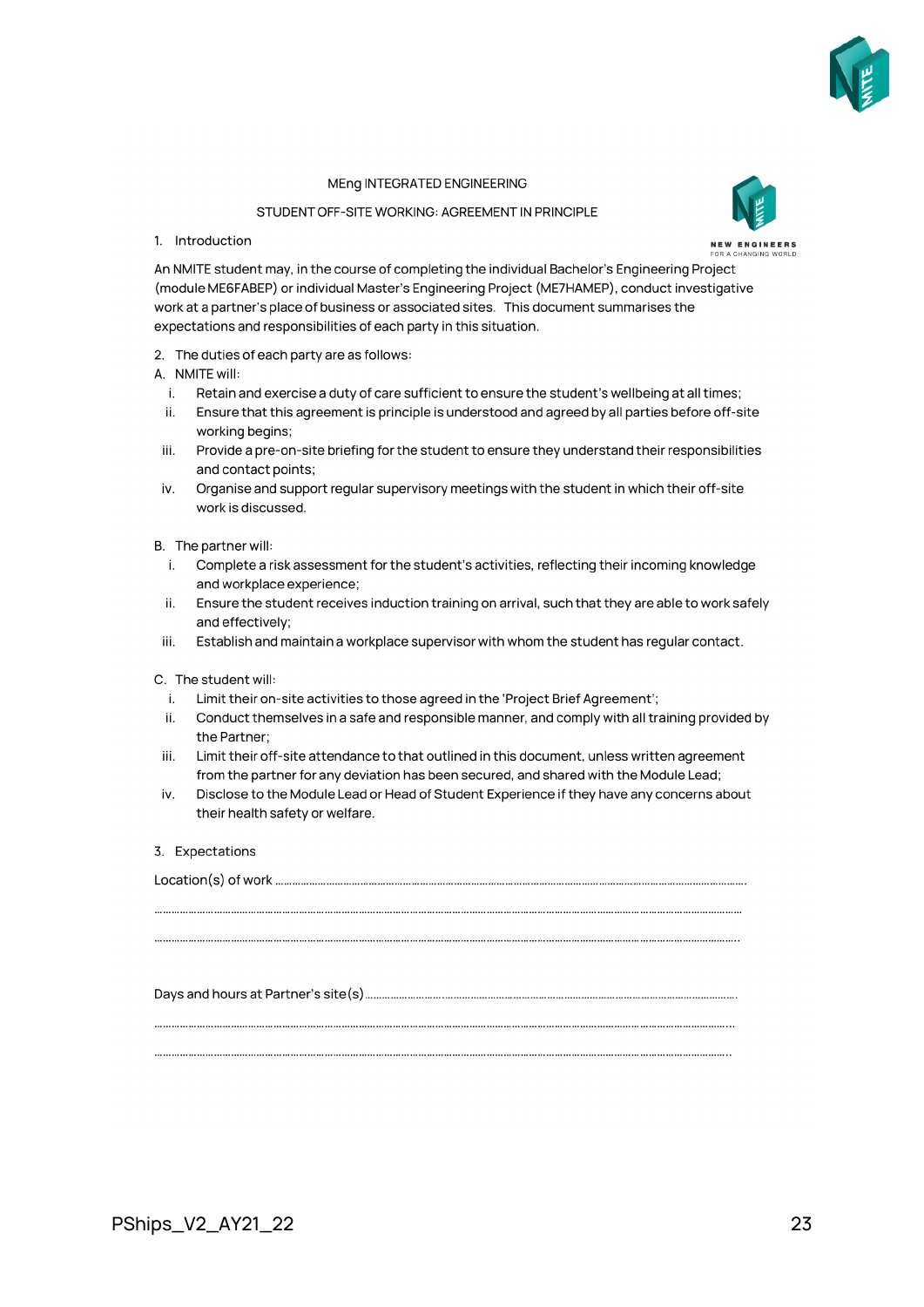MEng INTEGRATED ENGINEERING

STUDENT OFF-SITE WORKING: AGREEMENT IN PRINCIPLE

1. Introduction

An NMITE student may, in the course of completing the individual Bachelor's Engineering Project (module ME6FABEP) or individual Master's Engineering Project (ME7HAMEP), conduct investigative work at a partner's place of business or associated sites. This document summarises the expectations and responsibilities of each party in this situation.

2. The duties of each party are as follows:

A. NMITE will:

i. Retain and exercise a duty of care sufficient to ensure the student's wellbeing at all times;
ii. Ensure that this agreement is principle is understood and agreed by all parties before off-site working begins;
iii. Provide a pre-on-site briefing for the student to ensure they understand their responsibilities and contact points;
iv. Organise and support regular supervisory meetings with the student in which their off-site work is discussed.

B. The partner will:

i. Complete a risk assessment for the student's activities, reflecting their incoming knowledge and workplace experience;
ii. Ensure the student receives induction training on arrival, such that they are able to work safely and effectively;
iii. Establish and maintain a workplace supervisor with whom the student has regular contact.

C. The student will:

i. Limit their on-site activities to those agreed in the 'Project Brief Agreement';
ii. Conduct themselves in a safe and responsible manner, and comply with all training provided by the Partner;
iii. Limit their off-site attendance to that outlined in this document, unless written agreement from the partner for any deviation has been secured, and shared with the Module Lead;
iv. Disclose to the Module Lead or Head of Student Experience if they have any concerns about their health safety or welfare.

3. Expectations

Location(s) of work ..................................................................................................................................

..................................................................................................................................................................

..................................................................................................................................................................

Days and hours at Partner's site(s) ........................................................................................................

..................................................................................................................................................................

..................................................................................................................................................................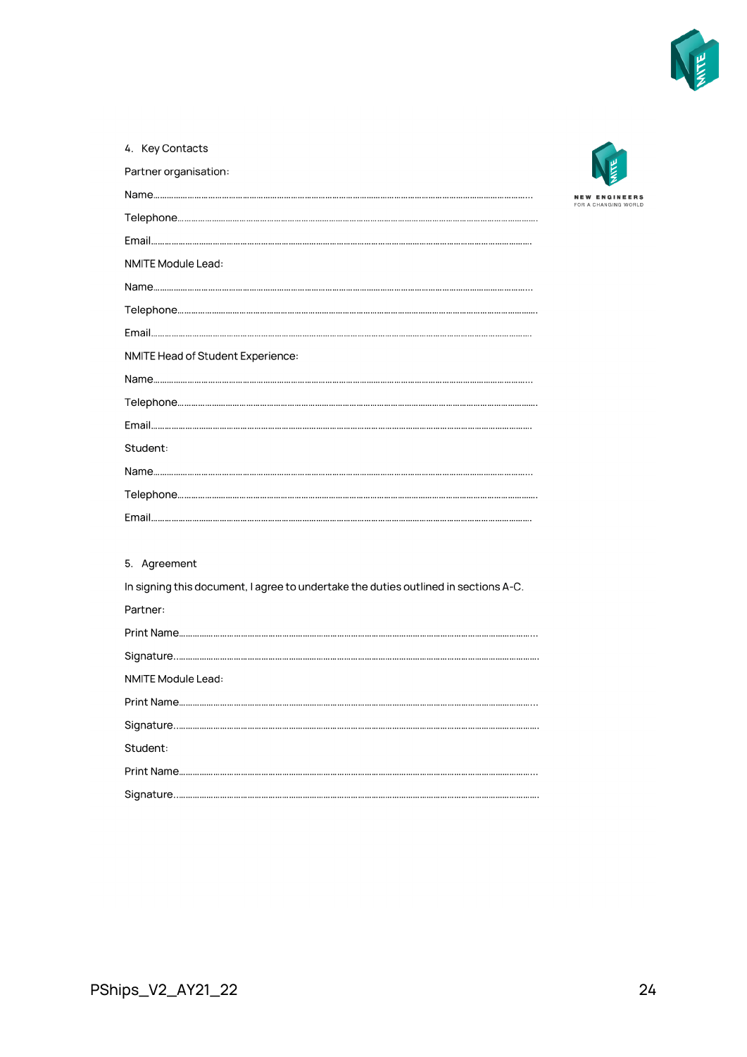4. Key Contacts

Partner organisation:

Name............................................................................................................................................

Telephone......................................................................................................................................

Email............................................................................................................................................

NMITE Module Lead:

Name............................................................................................................................................

Telephone......................................................................................................................................

Email............................................................................................................................................

NMITE Head of Student Experience:

Name............................................................................................................................................

Telephone......................................................................................................................................

Email............................................................................................................................................

Student:

Name............................................................................................................................................

Telephone......................................................................................................................................

Email............................................................................................................................................

5. Agreement

In signing this document, I agree to undertake the duties outlined in sections A-C.

Partner:

Print Name.....................................................................................................................................

Signature.......................................................................................................................................

NMITE Module Lead:

Print Name.....................................................................................................................................

Signature.......................................................................................................................................

Student:

Print Name.....................................................................................................................................

Signature.......................................................................................................................................